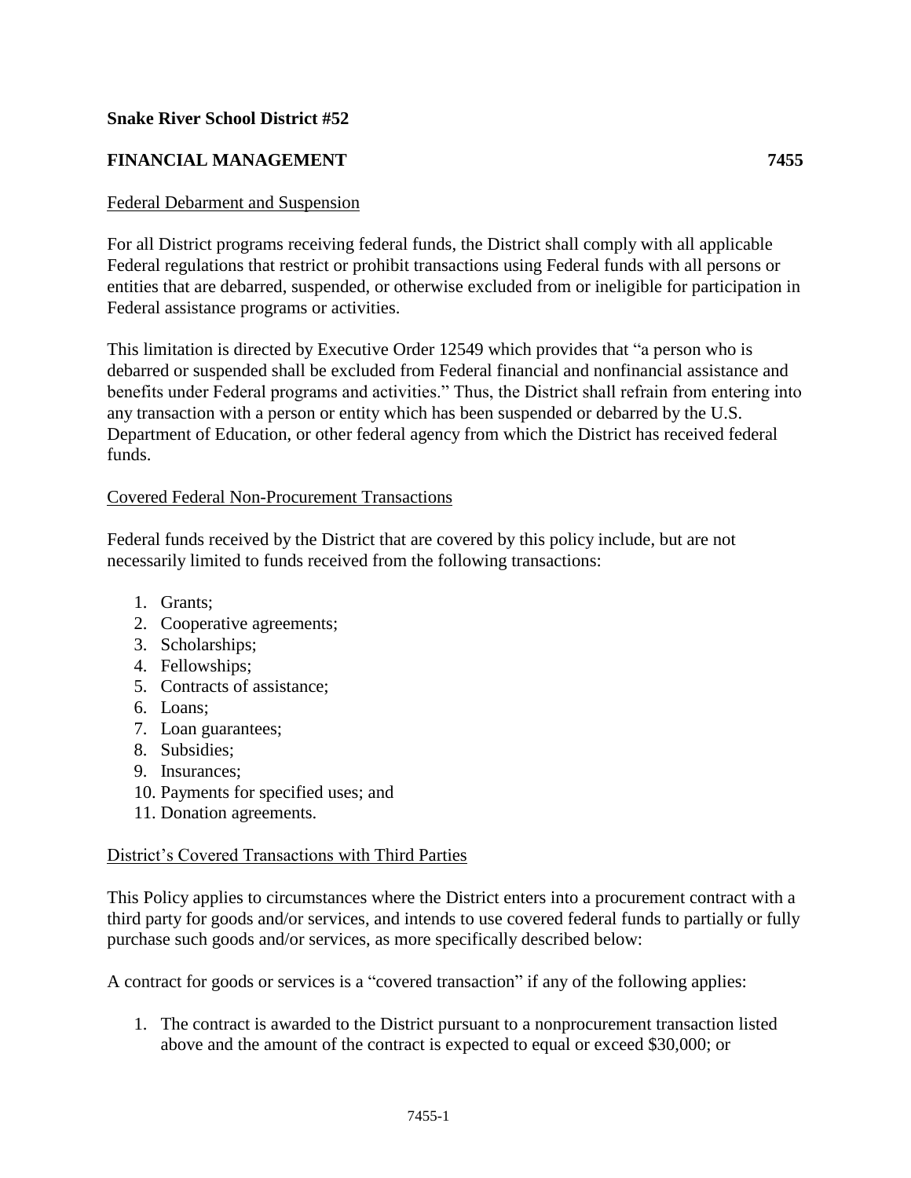**Snake River School District #52**

**FINANCIAL MANAGEMENT 7455**

Federal Debarment and Suspension

For all District programs receiving federal funds, the District shall comply with all applicable Federal regulations that restrict or prohibit transactions using Federal funds with all persons or entities that are debarred, suspended, or otherwise excluded from or ineligible for participation in Federal assistance programs or activities.

This limitation is directed by Executive Order 12549 which provides that "a person who is debarred or suspended shall be excluded from Federal financial and nonfinancial assistance and benefits under Federal programs and activities." Thus, the District shall refrain from entering into any transaction with a person or entity which has been suspended or debarred by the U.S. Department of Education, or other federal agency from which the District has received federal funds.

Covered Federal Non-Procurement Transactions

Federal funds received by the District that are covered by this policy include, but are not necessarily limited to funds received from the following transactions:

1. Grants;
2. Cooperative agreements;
3. Scholarships;
4. Fellowships;
5. Contracts of assistance;
6. Loans;
7. Loan guarantees;
8. Subsidies;
9. Insurances;
10. Payments for specified uses; and
11. Donation agreements.

District's Covered Transactions with Third Parties

This Policy applies to circumstances where the District enters into a procurement contract with a third party for goods and/or services, and intends to use covered federal funds to partially or fully purchase such goods and/or services, as more specifically described below:

A contract for goods or services is a "covered transaction" if any of the following applies:

1. The contract is awarded to the District pursuant to a nonprocurement transaction listed above and the amount of the contract is expected to equal or exceed $30,000; or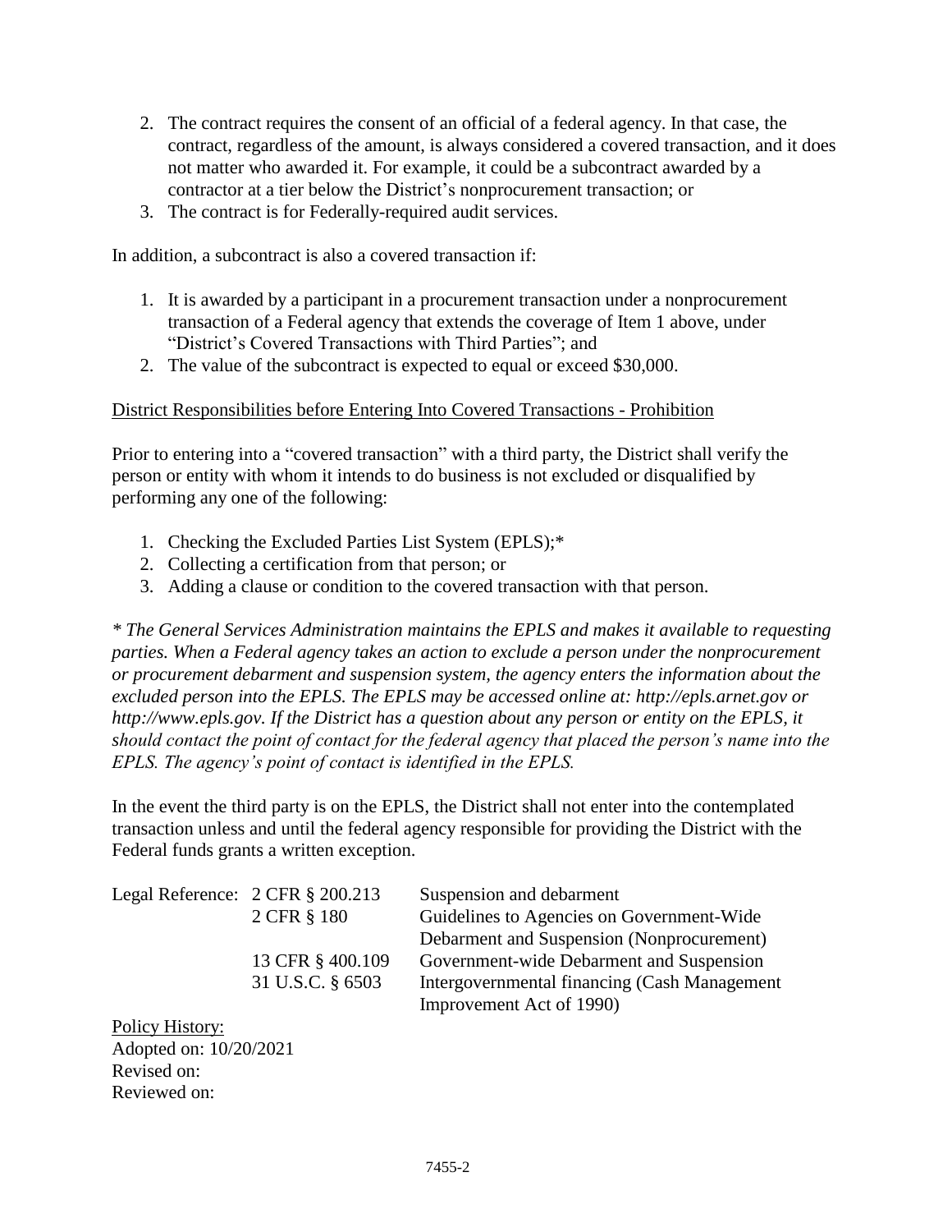2. The contract requires the consent of an official of a federal agency. In that case, the contract, regardless of the amount, is always considered a covered transaction, and it does not matter who awarded it. For example, it could be a subcontract awarded by a contractor at a tier below the District's nonprocurement transaction; or
3. The contract is for Federally-required audit services.

In addition, a subcontract is also a covered transaction if:

1. It is awarded by a participant in a procurement transaction under a nonprocurement transaction of a Federal agency that extends the coverage of Item 1 above, under "District's Covered Transactions with Third Parties"; and
2. The value of the subcontract is expected to equal or exceed $30,000.

District Responsibilities before Entering Into Covered Transactions - Prohibition

Prior to entering into a "covered transaction" with a third party, the District shall verify the person or entity with whom it intends to do business is not excluded or disqualified by performing any one of the following:

1. Checking the Excluded Parties List System (EPLS);*
2. Collecting a certification from that person; or
3. Adding a clause or condition to the covered transaction with that person.

*\* The General Services Administration maintains the EPLS and makes it available to requesting parties. When a Federal agency takes an action to exclude a person under the nonprocurement or procurement debarment and suspension system, the agency enters the information about the excluded person into the EPLS. The EPLS may be accessed online at: http://epls.arnet.gov or http://www.epls.gov. If the District has a question about any person or entity on the EPLS, it should contact the point of contact for the federal agency that placed the person's name into the EPLS. The agency's point of contact is identified in the EPLS.*

In the event the third party is on the EPLS, the District shall not enter into the contemplated transaction unless and until the federal agency responsible for providing the District with the Federal funds grants a written exception.

| | | |
|---|---|---|
| Legal Reference: | 2 CFR § 200.213 | Suspension and debarment |
| | 2 CFR § 180 | Guidelines to Agencies on Government-Wide Debarment and Suspension (Nonprocurement) |
| | 13 CFR § 400.109 | Government-wide Debarment and Suspension |
| | 31 U.S.C. § 6503 | Intergovernmental financing (Cash Management Improvement Act of 1990) |

Policy History:
Adopted on: 10/20/2021
Revised on:
Reviewed on: